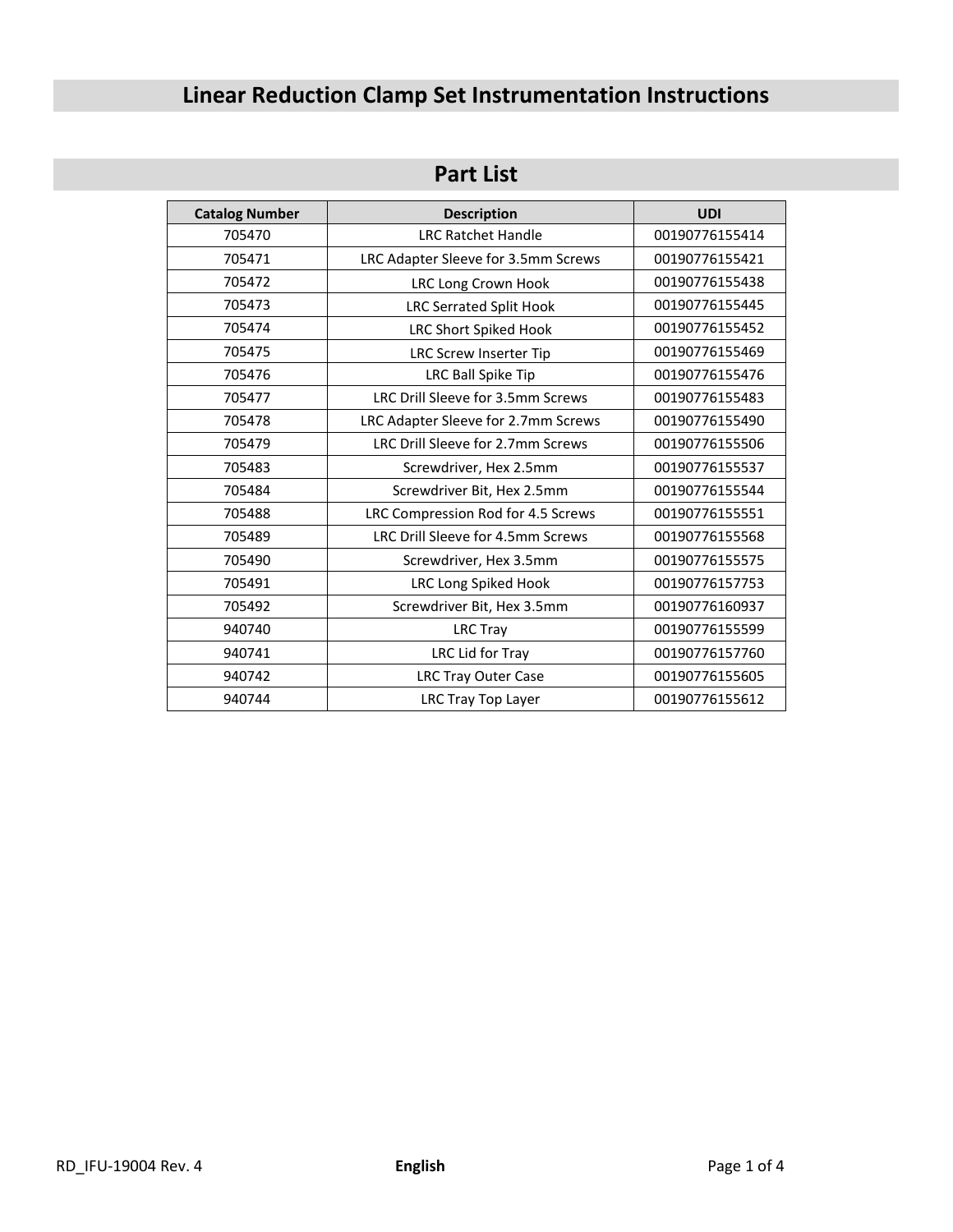# Linear Reduction Clamp Set Instrumentation Instructions

## Part List

| Catalog Number | Description | UDI |
|---|---|---|
| 705470 | LRC Ratchet Handle | 00190776155414 |
| 705471 | LRC Adapter Sleeve for 3.5mm Screws | 00190776155421 |
| 705472 | LRC Long Crown Hook | 00190776155438 |
| 705473 | LRC Serrated Split Hook | 00190776155445 |
| 705474 | LRC Short Spiked Hook | 00190776155452 |
| 705475 | LRC Screw Inserter Tip | 00190776155469 |
| 705476 | LRC Ball Spike Tip | 00190776155476 |
| 705477 | LRC Drill Sleeve for 3.5mm Screws | 00190776155483 |
| 705478 | LRC Adapter Sleeve for 2.7mm Screws | 00190776155490 |
| 705479 | LRC Drill Sleeve for 2.7mm Screws | 00190776155506 |
| 705483 | Screwdriver, Hex 2.5mm | 00190776155537 |
| 705484 | Screwdriver Bit, Hex 2.5mm | 00190776155544 |
| 705488 | LRC Compression Rod for 4.5 Screws | 00190776155551 |
| 705489 | LRC Drill Sleeve for 4.5mm Screws | 00190776155568 |
| 705490 | Screwdriver, Hex 3.5mm | 00190776155575 |
| 705491 | LRC Long Spiked Hook | 00190776157753 |
| 705492 | Screwdriver Bit, Hex 3.5mm | 00190776160937 |
| 940740 | LRC Tray | 00190776155599 |
| 940741 | LRC Lid for Tray | 00190776157760 |
| 940742 | LRC Tray Outer Case | 00190776155605 |
| 940744 | LRC Tray Top Layer | 00190776155612 |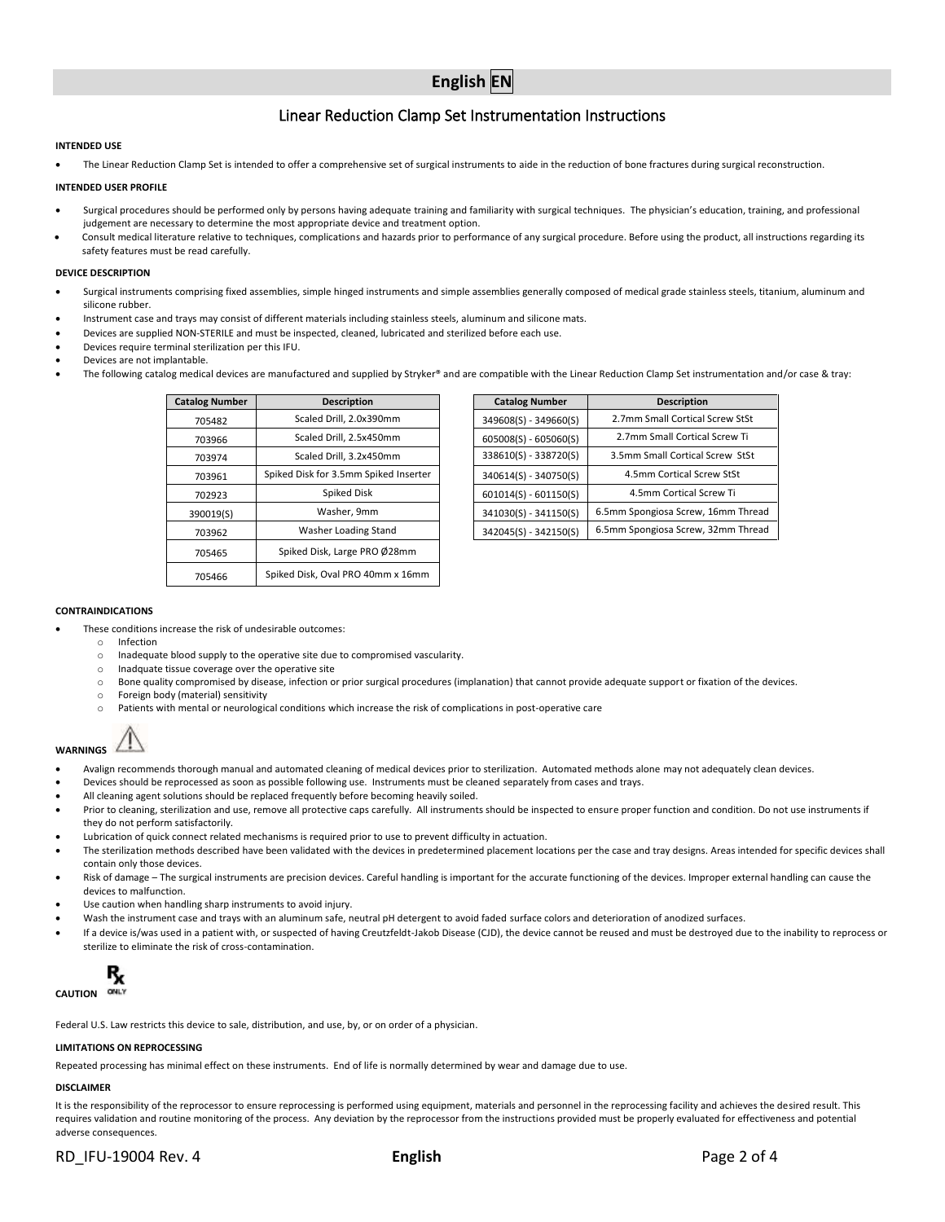# English EN

## Linear Reduction Clamp Set Instrumentation Instructions

**INTENDED USE**

- The Linear Reduction Clamp Set is intended to offer a comprehensive set of surgical instruments to aide in the reduction of bone fractures during surgical reconstruction.

**INTENDED USER PROFILE**

- Surgical procedures should be performed only by persons having adequate training and familiarity with surgical techniques. The physician's education, training, and professional judgement are necessary to determine the most appropriate device and treatment option.
- Consult medical literature relative to techniques, complications and hazards prior to performance of any surgical procedure. Before using the product, all instructions regarding its safety features must be read carefully.

**DEVICE DESCRIPTION**

- Surgical instruments comprising fixed assemblies, simple hinged instruments and simple assemblies generally composed of medical grade stainless steels, titanium, aluminum and silicone rubber.
- Instrument case and trays may consist of different materials including stainless steels, aluminum and silicone mats.
- Devices are supplied NON-STERILE and must be inspected, cleaned, lubricated and sterilized before each use.
- Devices require terminal sterilization per this IFU.
- Devices are not implantable.
- The following catalog medical devices are manufactured and supplied by Stryker® and are compatible with the Linear Reduction Clamp Set instrumentation and/or case & tray:

| Catalog Number | Description |
|---|---|
| 705482 | Scaled Drill, 2.0x390mm |
| 703966 | Scaled Drill, 2.5x450mm |
| 703974 | Scaled Drill, 3.2x450mm |
| 703961 | Spiked Disk for 3.5mm Spiked Inserter |
| 702923 | Spiked Disk |
| 390019(S) | Washer, 9mm |
| 703962 | Washer Loading Stand |
| 705465 | Spiked Disk, Large PRO Ø28mm |
| 705466 | Spiked Disk, Oval PRO 40mm x 16mm |

| Catalog Number | Description |
|---|---|
| 349608(S) - 349660(S) | 2.7mm Small Cortical Screw StSt |
| 605008(S) - 605060(S) | 2.7mm Small Cortical Screw Ti |
| 338610(S) - 338720(S) | 3.5mm Small Cortical Screw StSt |
| 340614(S) - 340750(S) | 4.5mm Cortical Screw StSt |
| 601014(S) - 601150(S) | 4.5mm Cortical Screw Ti |
| 341030(S) - 341150(S) | 6.5mm Spongiosa Screw, 16mm Thread |
| 342045(S) - 342150(S) | 6.5mm Spongiosa Screw, 32mm Thread |

**CONTRAINDICATIONS**

- These conditions increase the risk of undesirable outcomes:
  - Infection
  - Inadequate blood supply to the operative site due to compromised vascularity.
  - Inadquate tissue coverage over the operative site
  - Bone quality compromised by disease, infection or prior surgical procedures (implanation) that cannot provide adequate support or fixation of the devices.
  - Foreign body (material) sensitivity
  - Patients with mental or neurological conditions which increase the risk of complications in post-operative care

**WARNINGS** ⚠

- Avalign recommends thorough manual and automated cleaning of medical devices prior to sterilization. Automated methods alone may not adequately clean devices.
- Devices should be reprocessed as soon as possible following use. Instruments must be cleaned separately from cases and trays.
- All cleaning agent solutions should be replaced frequently before becoming heavily soiled.
- Prior to cleaning, sterilization and use, remove all protective caps carefully. All instruments should be inspected to ensure proper function and condition. Do not use instruments if they do not perform satisfactorily.
- Lubrication of quick connect related mechanisms is required prior to use to prevent difficulty in actuation.
- The sterilization methods described have been validated with the devices in predetermined placement locations per the case and tray designs. Areas intended for specific devices shall contain only those devices.
- Risk of damage – The surgical instruments are precision devices. Careful handling is important for the accurate functioning of the devices. Improper external handling can cause the devices to malfunction.
- Use caution when handling sharp instruments to avoid injury.
- Wash the instrument case and trays with an aluminum safe, neutral pH detergent to avoid faded surface colors and deterioration of anodized surfaces.
- If a device is/was used in a patient with, or suspected of having Creutzfeldt-Jakob Disease (CJD), the device cannot be reused and must be destroyed due to the inability to reprocess or sterilize to eliminate the risk of cross-contamination.

**CAUTION** Rx ONLY

Federal U.S. Law restricts this device to sale, distribution, and use, by, or on order of a physician.

**LIMITATIONS ON REPROCESSING**

Repeated processing has minimal effect on these instruments. End of life is normally determined by wear and damage due to use.

**DISCLAIMER**

It is the responsibility of the reprocessor to ensure reprocessing is performed using equipment, materials and personnel in the reprocessing facility and achieves the desired result. This requires validation and routine monitoring of the process. Any deviation by the reprocessor from the instructions provided must be properly evaluated for effectiveness and potential adverse consequences.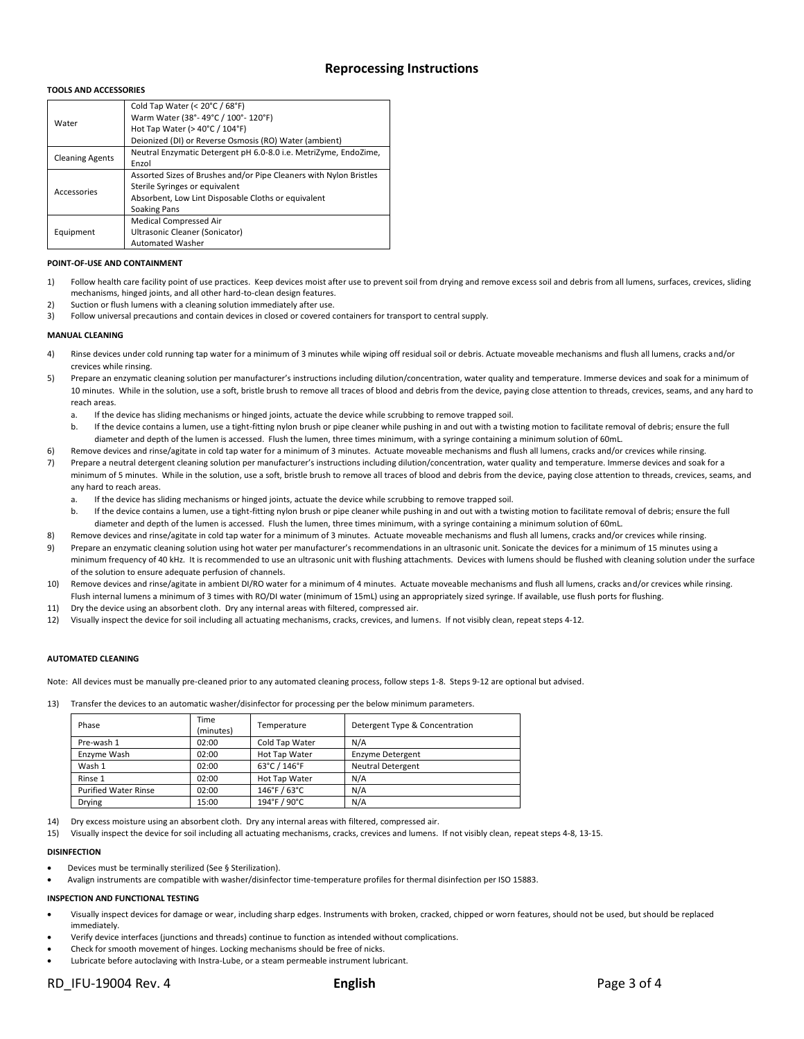# Reprocessing Instructions

**TOOLS AND ACCESSORIES**

| | |
|---|---|
| Water | Cold Tap Water (< 20°C / 68°F)<br>Warm Water (38°- 49°C / 100°- 120°F)<br>Hot Tap Water (> 40°C / 104°F)<br>Deionized (DI) or Reverse Osmosis (RO) Water (ambient) |
| Cleaning Agents | Neutral Enzymatic Detergent pH 6.0-8.0 i.e. MetriZyme, EndoZime, Enzol |
| Accessories | Assorted Sizes of Brushes and/or Pipe Cleaners with Nylon Bristles<br>Sterile Syringes or equivalent<br>Absorbent, Low Lint Disposable Cloths or equivalent<br>Soaking Pans |
| Equipment | Medical Compressed Air<br>Ultrasonic Cleaner (Sonicator)<br>Automated Washer |

**POINT-OF-USE AND CONTAINMENT**

1) Follow health care facility point of use practices. Keep devices moist after use to prevent soil from drying and remove excess soil and debris from all lumens, surfaces, crevices, sliding mechanisms, hinged joints, and all other hard-to-clean design features.
2) Suction or flush lumens with a cleaning solution immediately after use.
3) Follow universal precautions and contain devices in closed or covered containers for transport to central supply.

**MANUAL CLEANING**

4) Rinse devices under cold running tap water for a minimum of 3 minutes while wiping off residual soil or debris. Actuate moveable mechanisms and flush all lumens, cracks and/or crevices while rinsing.
5) Prepare an enzymatic cleaning solution per manufacturer's instructions including dilution/concentration, water quality and temperature. Immerse devices and soak for a minimum of 10 minutes. While in the solution, use a soft, bristle brush to remove all traces of blood and debris from the device, paying close attention to threads, crevices, seams, and any hard to reach areas.
   a. If the device has sliding mechanisms or hinged joints, actuate the device while scrubbing to remove trapped soil.
   b. If the device contains a lumen, use a tight-fitting nylon brush or pipe cleaner while pushing in and out with a twisting motion to facilitate removal of debris; ensure the full diameter and depth of the lumen is accessed. Flush the lumen, three times minimum, with a syringe containing a minimum solution of 60mL.
6) Remove devices and rinse/agitate in cold tap water for a minimum of 3 minutes. Actuate moveable mechanisms and flush all lumens, cracks and/or crevices while rinsing.
7) Prepare a neutral detergent cleaning solution per manufacturer's instructions including dilution/concentration, water quality and temperature. Immerse devices and soak for a minimum of 5 minutes. While in the solution, use a soft, bristle brush to remove all traces of blood and debris from the device, paying close attention to threads, crevices, seams, and any hard to reach areas.
   a. If the device has sliding mechanisms or hinged joints, actuate the device while scrubbing to remove trapped soil.
   b. If the device contains a lumen, use a tight-fitting nylon brush or pipe cleaner while pushing in and out with a twisting motion to facilitate removal of debris; ensure the full diameter and depth of the lumen is accessed. Flush the lumen, three times minimum, with a syringe containing a minimum solution of 60mL.
8) Remove devices and rinse/agitate in cold tap water for a minimum of 3 minutes. Actuate moveable mechanisms and flush all lumens, cracks and/or crevices while rinsing.
9) Prepare an enzymatic cleaning solution using hot water per manufacturer's recommendations in an ultrasonic unit. Sonicate the devices for a minimum of 15 minutes using a minimum frequency of 40 kHz. It is recommended to use an ultrasonic unit with flushing attachments. Devices with lumens should be flushed with cleaning solution under the surface of the solution to ensure adequate perfusion of channels.
10) Remove devices and rinse/agitate in ambient DI/RO water for a minimum of 4 minutes. Actuate moveable mechanisms and flush all lumens, cracks and/or crevices while rinsing. Flush internal lumens a minimum of 3 times with RO/DI water (minimum of 15mL) using an appropriately sized syringe. If available, use flush ports for flushing.
11) Dry the device using an absorbent cloth. Dry any internal areas with filtered, compressed air.
12) Visually inspect the device for soil including all actuating mechanisms, cracks, crevices, and lumens. If not visibly clean, repeat steps 4-12.

**AUTOMATED CLEANING**

Note: All devices must be manually pre-cleaned prior to any automated cleaning process, follow steps 1-8. Steps 9-12 are optional but advised.

13) Transfer the devices to an automatic washer/disinfector for processing per the below minimum parameters.

| Phase | Time (minutes) | Temperature | Detergent Type & Concentration |
|---|---|---|---|
| Pre-wash 1 | 02:00 | Cold Tap Water | N/A |
| Enzyme Wash | 02:00 | Hot Tap Water | Enzyme Detergent |
| Wash 1 | 02:00 | 63°C / 146°F | Neutral Detergent |
| Rinse 1 | 02:00 | Hot Tap Water | N/A |
| Purified Water Rinse | 02:00 | 146°F / 63°C | N/A |
| Drying | 15:00 | 194°F / 90°C | N/A |

14) Dry excess moisture using an absorbent cloth. Dry any internal areas with filtered, compressed air.
15) Visually inspect the device for soil including all actuating mechanisms, cracks, crevices and lumens. If not visibly clean, repeat steps 4-8, 13-15.

**DISINFECTION**

- Devices must be terminally sterilized (See § Sterilization).
- Avalign instruments are compatible with washer/disinfector time-temperature profiles for thermal disinfection per ISO 15883.

**INSPECTION AND FUNCTIONAL TESTING**

- Visually inspect devices for damage or wear, including sharp edges. Instruments with broken, cracked, chipped or worn features, should not be used, but should be replaced immediately.
- Verify device interfaces (junctions and threads) continue to function as intended without complications.
- Check for smooth movement of hinges. Locking mechanisms should be free of nicks.
- Lubricate before autoclaving with Instra-Lube, or a steam permeable instrument lubricant.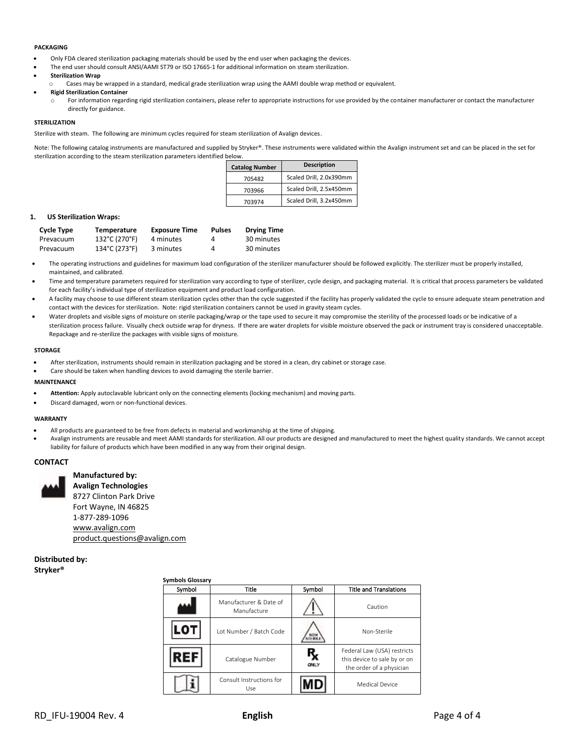**PACKAGING**

- Only FDA cleared sterilization packaging materials should be used by the end user when packaging the devices.
- The end user should consult ANSI/AAMI ST79 or ISO 17665-1 for additional information on steam sterilization.
- **Sterilization Wrap**
  - Cases may be wrapped in a standard, medical grade sterilization wrap using the AAMI double wrap method or equivalent.
- **Rigid Sterilization Container**
  - For information regarding rigid sterilization containers, please refer to appropriate instructions for use provided by the container manufacturer or contact the manufacturer directly for guidance.

**STERILIZATION**

Sterilize with steam. The following are minimum cycles required for steam sterilization of Avalign devices.

Note: The following catalog instruments are manufactured and supplied by Stryker®. These instruments were validated within the Avalign instrument set and can be placed in the set for sterilization according to the steam sterilization parameters identified below.

| Catalog Number | Description |
|---|---|
| 705482 | Scaled Drill, 2.0x390mm |
| 703966 | Scaled Drill, 2.5x450mm |
| 703974 | Scaled Drill, 3.2x450mm |

**1. US Sterilization Wraps:**

| Cycle Type | Temperature | Exposure Time | Pulses | Drying Time |
|---|---|---|---|---|
| Prevacuum | 132°C (270°F) | 4 minutes | 4 | 30 minutes |
| Prevacuum | 134°C (273°F) | 3 minutes | 4 | 30 minutes |

- The operating instructions and guidelines for maximum load configuration of the sterilizer manufacturer should be followed explicitly. The sterilizer must be properly installed, maintained, and calibrated.
- Time and temperature parameters required for sterilization vary according to type of sterilizer, cycle design, and packaging material. It is critical that process parameters be validated for each facility's individual type of sterilization equipment and product load configuration.
- A facility may choose to use different steam sterilization cycles other than the cycle suggested if the facility has properly validated the cycle to ensure adequate steam penetration and contact with the devices for sterilization. Note: rigid sterilization containers cannot be used in gravity steam cycles.
- Water droplets and visible signs of moisture on sterile packaging/wrap or the tape used to secure it may compromise the sterility of the processed loads or be indicative of a sterilization process failure. Visually check outside wrap for dryness. If there are water droplets for visible moisture observed the pack or instrument tray is considered unacceptable. Repackage and re-sterilize the packages with visible signs of moisture.

**STORAGE**

- After sterilization, instruments should remain in sterilization packaging and be stored in a clean, dry cabinet or storage case.
- Care should be taken when handling devices to avoid damaging the sterile barrier.

**MAINTENANCE**

- **Attention:** Apply autoclavable lubricant only on the connecting elements (locking mechanism) and moving parts.
- Discard damaged, worn or non-functional devices.

**WARRANTY**

- All products are guaranteed to be free from defects in material and workmanship at the time of shipping.
- Avalign instruments are reusable and meet AAMI standards for sterilization. All our products are designed and manufactured to meet the highest quality standards. We cannot accept liability for failure of products which have been modified in any way from their original design.

## CONTACT

**Manufactured by:**
**Avalign Technologies**
8727 Clinton Park Drive
Fort Wayne, IN 46825
1-877-289-1096
www.avalign.com
product.questions@avalign.com

**Distributed by:**
**Stryker®**

**Symbols Glossary**

| Symbol | Title | Symbol | Title and Translations |
|---|---|---|---|
| | Manufacturer & Date of Manufacture | | Caution |
| LOT | Lot Number / Batch Code | NON STERILE | Non-Sterile |
| REF | Catalogue Number | Rx ONLY | Federal Law (USA) restricts this device to sale by or on the order of a physician |
| | Consult Instructions for Use | MD | Medical Device |

RD_IFU-19004 Rev. 4 **English**